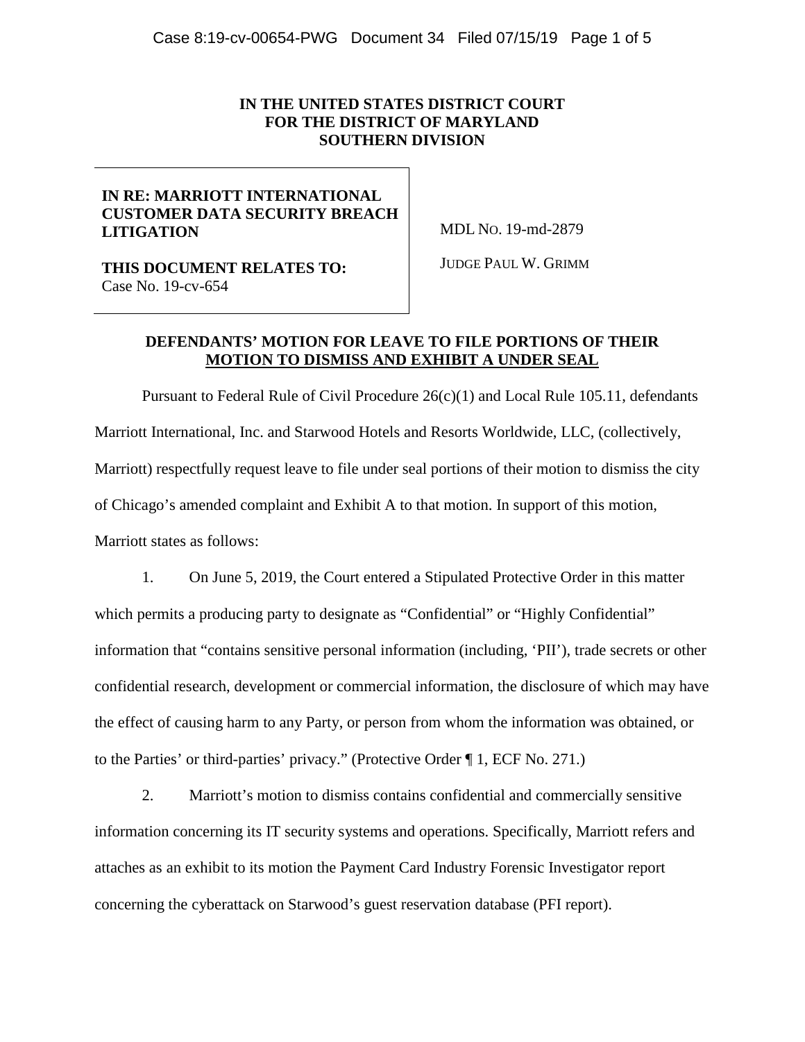**IN THE UNITED STATES DISTRICT COURT**
**FOR THE DISTRICT OF MARYLAND**
**SOUTHERN DIVISION**

| | |
|---|---|
| **IN RE: MARRIOTT INTERNATIONAL CUSTOMER DATA SECURITY BREACH LITIGATION** | MDL No. 19-md-2879 |
| **THIS DOCUMENT RELATES TO:** Case No. 19-cv-654 | JUDGE PAUL W. GRIMM |

**DEFENDANTS' MOTION FOR LEAVE TO FILE PORTIONS OF THEIR MOTION TO DISMISS AND EXHIBIT A UNDER SEAL**

Pursuant to Federal Rule of Civil Procedure 26(c)(1) and Local Rule 105.11, defendants Marriott International, Inc. and Starwood Hotels and Resorts Worldwide, LLC, (collectively, Marriott) respectfully request leave to file under seal portions of their motion to dismiss the city of Chicago's amended complaint and Exhibit A to that motion. In support of this motion, Marriott states as follows:

1. On June 5, 2019, the Court entered a Stipulated Protective Order in this matter which permits a producing party to designate as "Confidential" or "Highly Confidential" information that "contains sensitive personal information (including, 'PII'), trade secrets or other confidential research, development or commercial information, the disclosure of which may have the effect of causing harm to any Party, or person from whom the information was obtained, or to the Parties' or third-parties' privacy." (Protective Order ¶ 1, ECF No. 271.)

2. Marriott's motion to dismiss contains confidential and commercially sensitive information concerning its IT security systems and operations. Specifically, Marriott refers and attaches as an exhibit to its motion the Payment Card Industry Forensic Investigator report concerning the cyberattack on Starwood's guest reservation database (PFI report).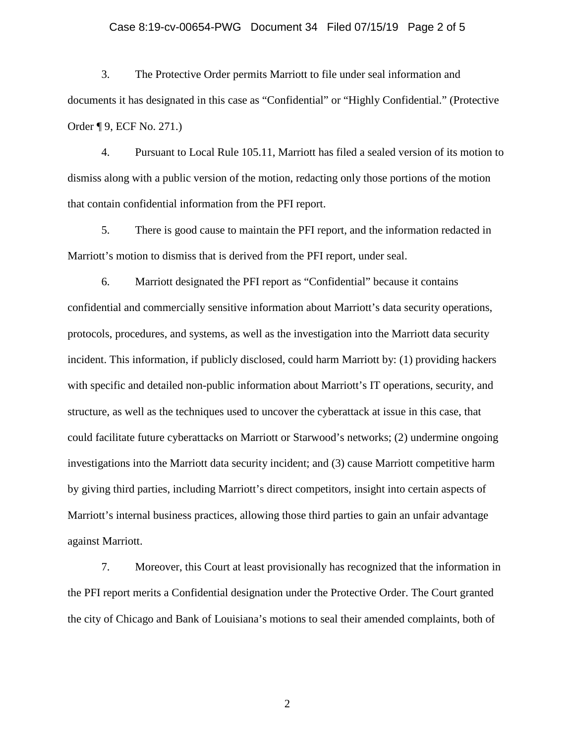3. The Protective Order permits Marriott to file under seal information and documents it has designated in this case as "Confidential" or "Highly Confidential." (Protective Order ¶ 9, ECF No. 271.)

4. Pursuant to Local Rule 105.11, Marriott has filed a sealed version of its motion to dismiss along with a public version of the motion, redacting only those portions of the motion that contain confidential information from the PFI report.

5. There is good cause to maintain the PFI report, and the information redacted in Marriott's motion to dismiss that is derived from the PFI report, under seal.

6. Marriott designated the PFI report as "Confidential" because it contains confidential and commercially sensitive information about Marriott's data security operations, protocols, procedures, and systems, as well as the investigation into the Marriott data security incident. This information, if publicly disclosed, could harm Marriott by: (1) providing hackers with specific and detailed non-public information about Marriott's IT operations, security, and structure, as well as the techniques used to uncover the cyberattack at issue in this case, that could facilitate future cyberattacks on Marriott or Starwood's networks; (2) undermine ongoing investigations into the Marriott data security incident; and (3) cause Marriott competitive harm by giving third parties, including Marriott's direct competitors, insight into certain aspects of Marriott's internal business practices, allowing those third parties to gain an unfair advantage against Marriott.

7. Moreover, this Court at least provisionally has recognized that the information in the PFI report merits a Confidential designation under the Protective Order. The Court granted the city of Chicago and Bank of Louisiana's motions to seal their amended complaints, both of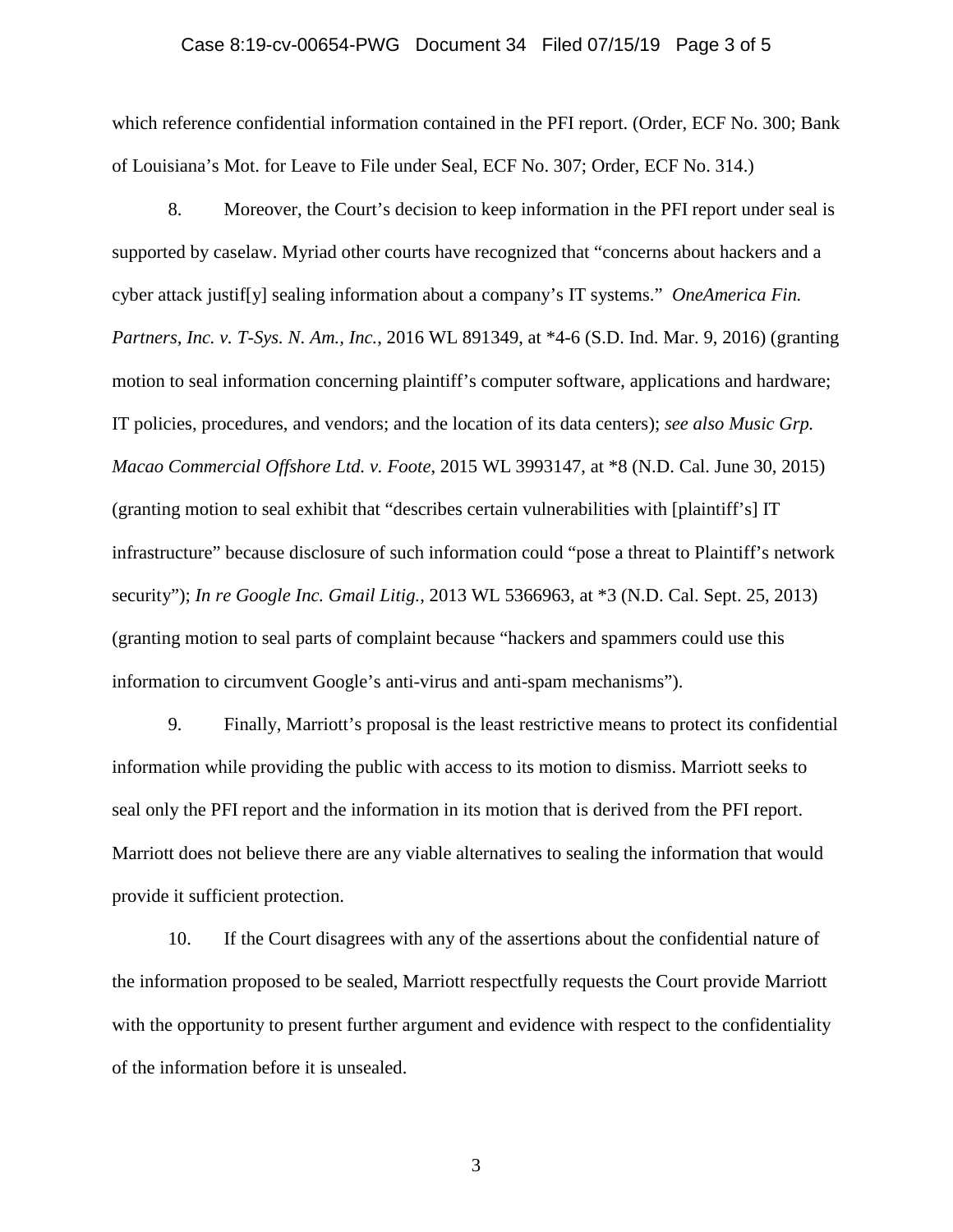which reference confidential information contained in the PFI report. (Order, ECF No. 300; Bank of Louisiana's Mot. for Leave to File under Seal, ECF No. 307; Order, ECF No. 314.)

8. Moreover, the Court's decision to keep information in the PFI report under seal is supported by caselaw. Myriad other courts have recognized that "concerns about hackers and a cyber attack justif[y] sealing information about a company's IT systems." *OneAmerica Fin. Partners, Inc. v. T-Sys. N. Am., Inc.*, 2016 WL 891349, at *4-6 (S.D. Ind. Mar. 9, 2016) (granting motion to seal information concerning plaintiff's computer software, applications and hardware; IT policies, procedures, and vendors; and the location of its data centers); *see also Music Grp. Macao Commercial Offshore Ltd. v. Foote*, 2015 WL 3993147, at *8 (N.D. Cal. June 30, 2015) (granting motion to seal exhibit that "describes certain vulnerabilities with [plaintiff's] IT infrastructure" because disclosure of such information could "pose a threat to Plaintiff's network security"); *In re Google Inc. Gmail Litig.*, 2013 WL 5366963, at *3 (N.D. Cal. Sept. 25, 2013) (granting motion to seal parts of complaint because "hackers and spammers could use this information to circumvent Google's anti-virus and anti-spam mechanisms").

9. Finally, Marriott's proposal is the least restrictive means to protect its confidential information while providing the public with access to its motion to dismiss. Marriott seeks to seal only the PFI report and the information in its motion that is derived from the PFI report. Marriott does not believe there are any viable alternatives to sealing the information that would provide it sufficient protection.

10. If the Court disagrees with any of the assertions about the confidential nature of the information proposed to be sealed, Marriott respectfully requests the Court provide Marriott with the opportunity to present further argument and evidence with respect to the confidentiality of the information before it is unsealed.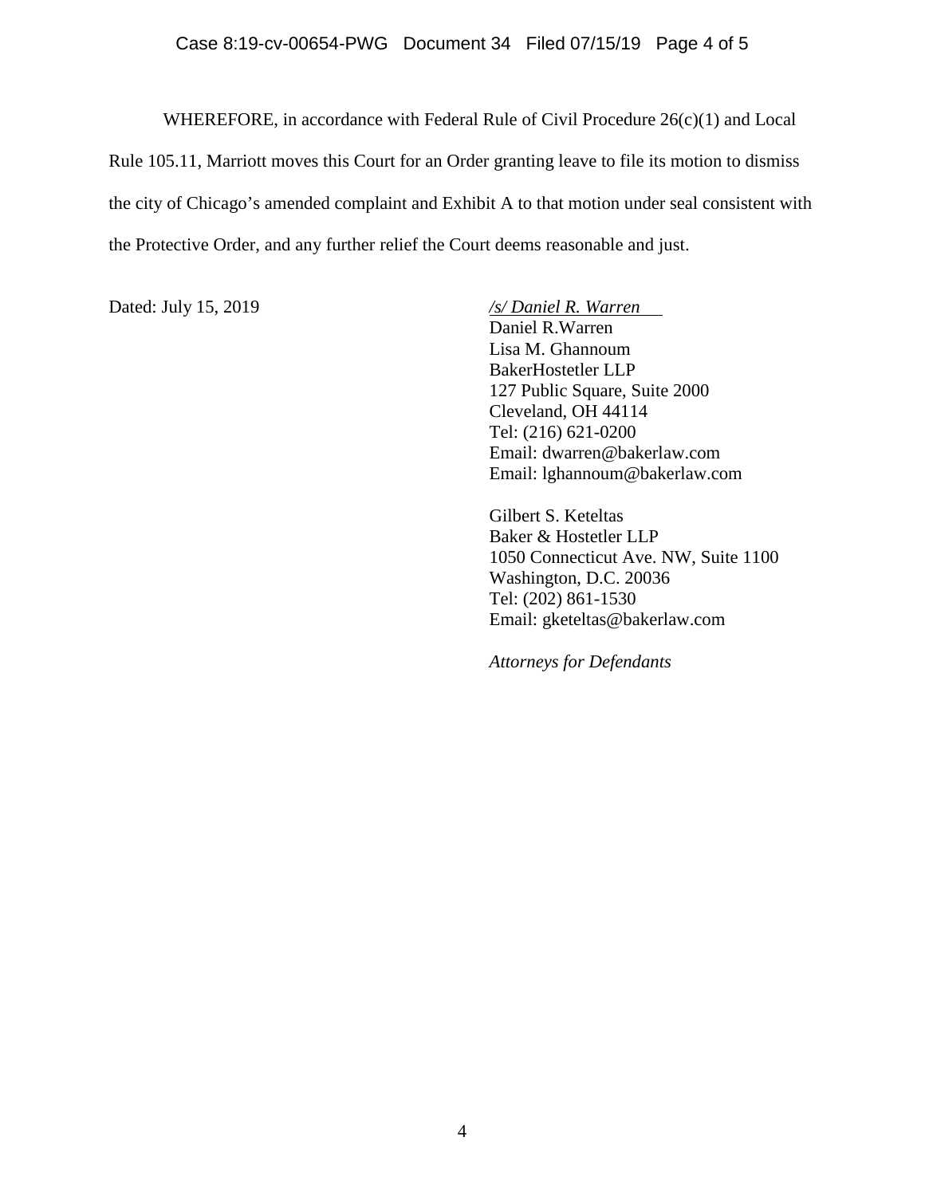WHEREFORE, in accordance with Federal Rule of Civil Procedure 26(c)(1) and Local Rule 105.11, Marriott moves this Court for an Order granting leave to file its motion to dismiss the city of Chicago's amended complaint and Exhibit A to that motion under seal consistent with the Protective Order, and any further relief the Court deems reasonable and just.

Dated: July 15, 2019

*/s/ Daniel R. Warren*  
Daniel R.Warren  
Lisa M. Ghannoum  
BakerHostetler LLP  
127 Public Square, Suite 2000  
Cleveland, OH 44114  
Tel: (216) 621-0200  
Email: dwarren@bakerlaw.com  
Email: lghannoum@bakerlaw.com

Gilbert S. Keteltas  
Baker & Hostetler LLP  
1050 Connecticut Ave. NW, Suite 1100  
Washington, D.C. 20036  
Tel: (202) 861-1530  
Email: gketeltas@bakerlaw.com

*Attorneys for Defendants*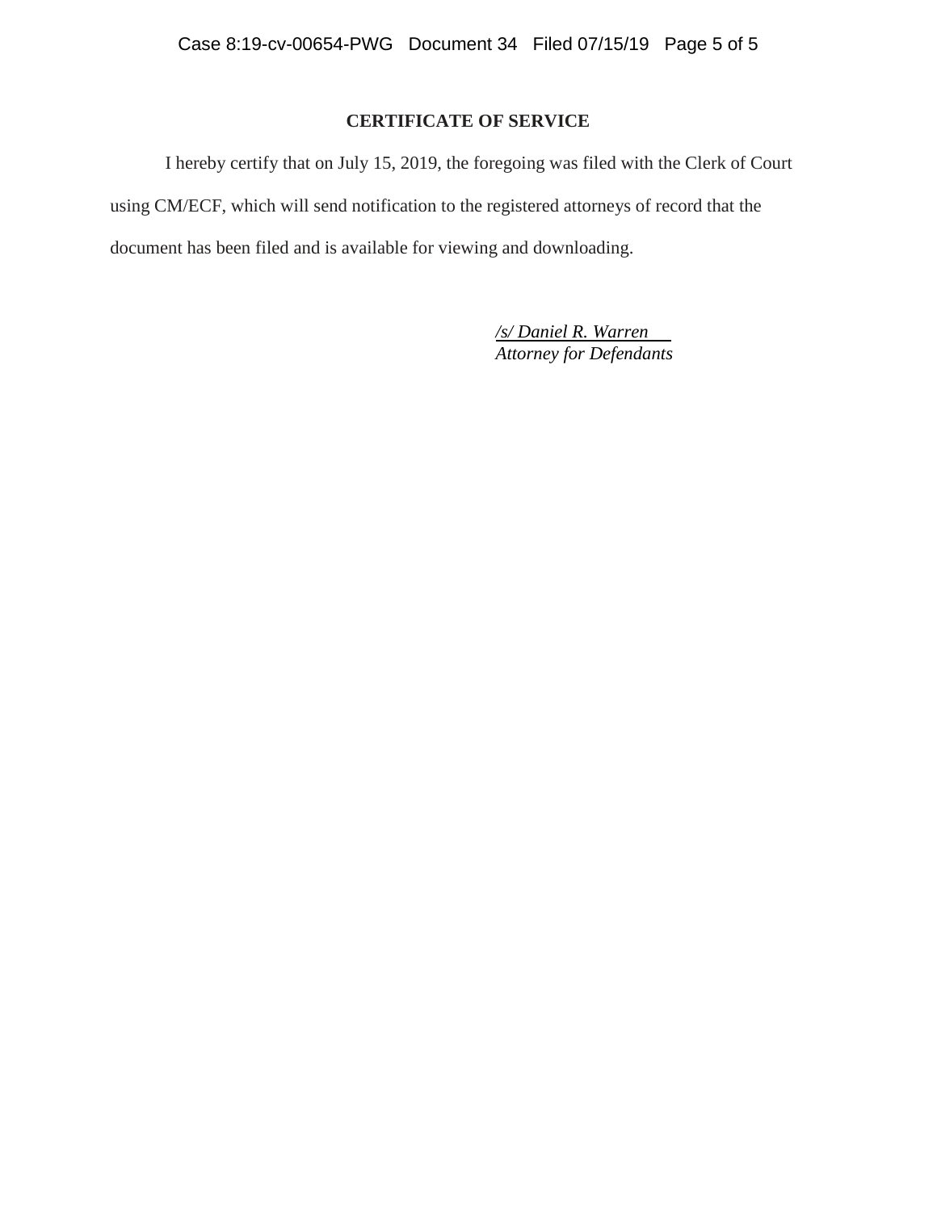## CERTIFICATE OF SERVICE

I hereby certify that on July 15, 2019, the foregoing was filed with the Clerk of Court using CM/ECF, which will send notification to the registered attorneys of record that the document has been filed and is available for viewing and downloading.

*/s/ Daniel R. Warren*
*Attorney for Defendants*